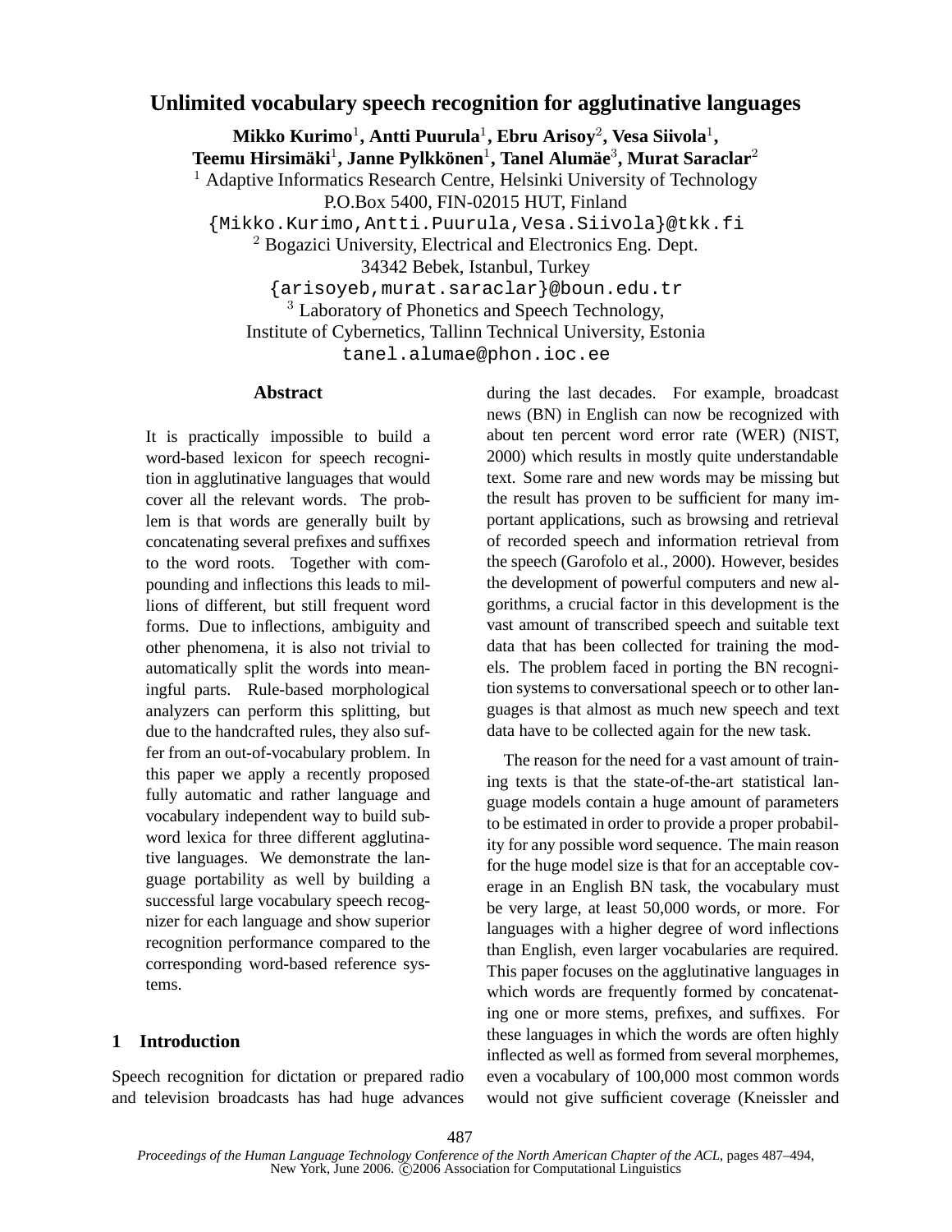# Unlimited vocabulary speech recognition for agglutinative languages

**Mikko Kurimo[1], Antti Puurula[1], Ebru Arisoy[2], Vesa Siivola[1], Teemu Hirsimäki[1], Janne Pylkkönen[1], Tanel Alumäe[3], Murat Saraclar[2]**

[1] Adaptive Informatics Research Centre, Helsinki University of Technology
P.O.Box 5400, FIN-02015 HUT, Finland
{Mikko.Kurimo,Antti.Puurula,Vesa.Siivola}@tkk.fi

[2] Bogazici University, Electrical and Electronics Eng. Dept.
34342 Bebek, Istanbul, Turkey
{arisoyeb,murat.saraclar}@boun.edu.tr

[3] Laboratory of Phonetics and Speech Technology,
Institute of Cybernetics, Tallinn Technical University, Estonia
tanel.alumae@phon.ioc.ee

## Abstract

It is practically impossible to build a word-based lexicon for speech recognition in agglutinative languages that would cover all the relevant words. The problem is that words are generally built by concatenating several prefixes and suffixes to the word roots. Together with compounding and inflections this leads to millions of different, but still frequent word forms. Due to inflections, ambiguity and other phenomena, it is also not trivial to automatically split the words into meaningful parts. Rule-based morphological analyzers can perform this splitting, but due to the handcrafted rules, they also suffer from an out-of-vocabulary problem. In this paper we apply a recently proposed fully automatic and rather language and vocabulary independent way to build subword lexica for three different agglutinative languages. We demonstrate the language portability as well by building a successful large vocabulary speech recognizer for each language and show superior recognition performance compared to the corresponding word-based reference systems.

## 1 Introduction

Speech recognition for dictation or prepared radio and television broadcasts has had huge advances during the last decades. For example, broadcast news (BN) in English can now be recognized with about ten percent word error rate (WER) (NIST, 2000) which results in mostly quite understandable text. Some rare and new words may be missing but the result has proven to be sufficient for many important applications, such as browsing and retrieval of recorded speech and information retrieval from the speech (Garofolo et al., 2000). However, besides the development of powerful computers and new algorithms, a crucial factor in this development is the vast amount of transcribed speech and suitable text data that has been collected for training the models. The problem faced in porting the BN recognition systems to conversational speech or to other languages is that almost as much new speech and text data have to be collected again for the new task.

The reason for the need for a vast amount of training texts is that the state-of-the-art statistical language models contain a huge amount of parameters to be estimated in order to provide a proper probability for any possible word sequence. The main reason for the huge model size is that for an acceptable coverage in an English BN task, the vocabulary must be very large, at least 50,000 words, or more. For languages with a higher degree of word inflections than English, even larger vocabularies are required. This paper focuses on the agglutinative languages in which words are frequently formed by concatenating one or more stems, prefixes, and suffixes. For these languages in which the words are often highly inflected as well as formed from several morphemes, even a vocabulary of 100,000 most common words would not give sufficient coverage (Kneissler and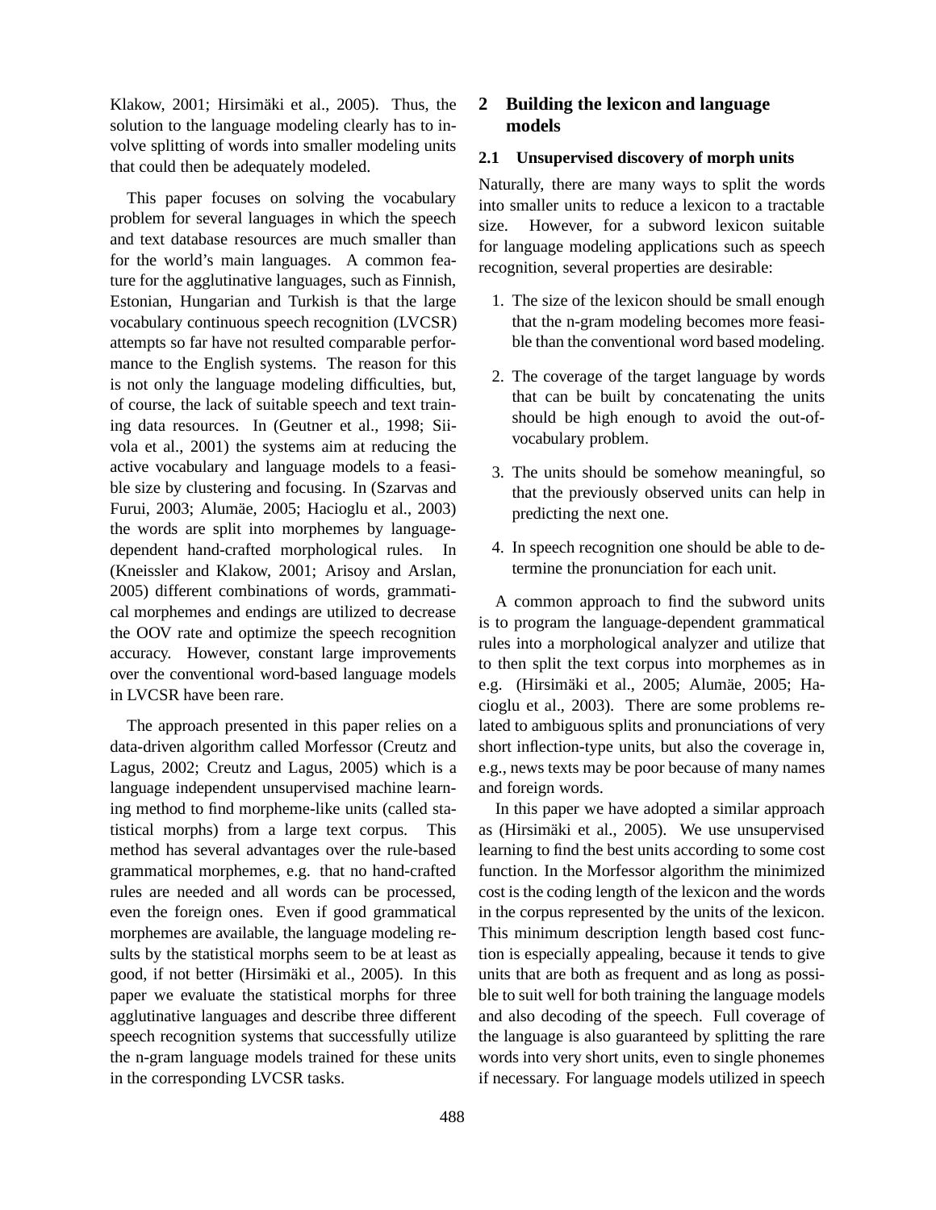Klakow, 2001; Hirsimäki et al., 2005). Thus, the solution to the language modeling clearly has to involve splitting of words into smaller modeling units that could then be adequately modeled.

This paper focuses on solving the vocabulary problem for several languages in which the speech and text database resources are much smaller than for the world's main languages. A common feature for the agglutinative languages, such as Finnish, Estonian, Hungarian and Turkish is that the large vocabulary continuous speech recognition (LVCSR) attempts so far have not resulted comparable performance to the English systems. The reason for this is not only the language modeling difficulties, but, of course, the lack of suitable speech and text training data resources. In (Geutner et al., 1998; Siivola et al., 2001) the systems aim at reducing the active vocabulary and language models to a feasible size by clustering and focusing. In (Szarvas and Furui, 2003; Alumäe, 2005; Hacioglu et al., 2003) the words are split into morphemes by language-dependent hand-crafted morphological rules. In (Kneissler and Klakow, 2001; Arisoy and Arslan, 2005) different combinations of words, grammatical morphemes and endings are utilized to decrease the OOV rate and optimize the speech recognition accuracy. However, constant large improvements over the conventional word-based language models in LVCSR have been rare.

The approach presented in this paper relies on a data-driven algorithm called Morfessor (Creutz and Lagus, 2002; Creutz and Lagus, 2005) which is a language independent unsupervised machine learning method to find morpheme-like units (called statistical morphs) from a large text corpus. This method has several advantages over the rule-based grammatical morphemes, e.g. that no hand-crafted rules are needed and all words can be processed, even the foreign ones. Even if good grammatical morphemes are available, the language modeling results by the statistical morphs seem to be at least as good, if not better (Hirsimäki et al., 2005). In this paper we evaluate the statistical morphs for three agglutinative languages and describe three different speech recognition systems that successfully utilize the n-gram language models trained for these units in the corresponding LVCSR tasks.

## 2 Building the lexicon and language models

### 2.1 Unsupervised discovery of morph units

Naturally, there are many ways to split the words into smaller units to reduce a lexicon to a tractable size. However, for a subword lexicon suitable for language modeling applications such as speech recognition, several properties are desirable:

1. The size of the lexicon should be small enough that the n-gram modeling becomes more feasible than the conventional word based modeling.
2. The coverage of the target language by words that can be built by concatenating the units should be high enough to avoid the out-of-vocabulary problem.
3. The units should be somehow meaningful, so that the previously observed units can help in predicting the next one.
4. In speech recognition one should be able to determine the pronunciation for each unit.

A common approach to find the subword units is to program the language-dependent grammatical rules into a morphological analyzer and utilize that to then split the text corpus into morphemes as in e.g. (Hirsimäki et al., 2005; Alumäe, 2005; Hacioglu et al., 2003). There are some problems related to ambiguous splits and pronunciations of very short inflection-type units, but also the coverage in, e.g., news texts may be poor because of many names and foreign words.

In this paper we have adopted a similar approach as (Hirsimäki et al., 2005). We use unsupervised learning to find the best units according to some cost function. In the Morfessor algorithm the minimized cost is the coding length of the lexicon and the words in the corpus represented by the units of the lexicon. This minimum description length based cost function is especially appealing, because it tends to give units that are both as frequent and as long as possible to suit well for both training the language models and also decoding of the speech. Full coverage of the language is also guaranteed by splitting the rare words into very short units, even to single phonemes if necessary. For language models utilized in speech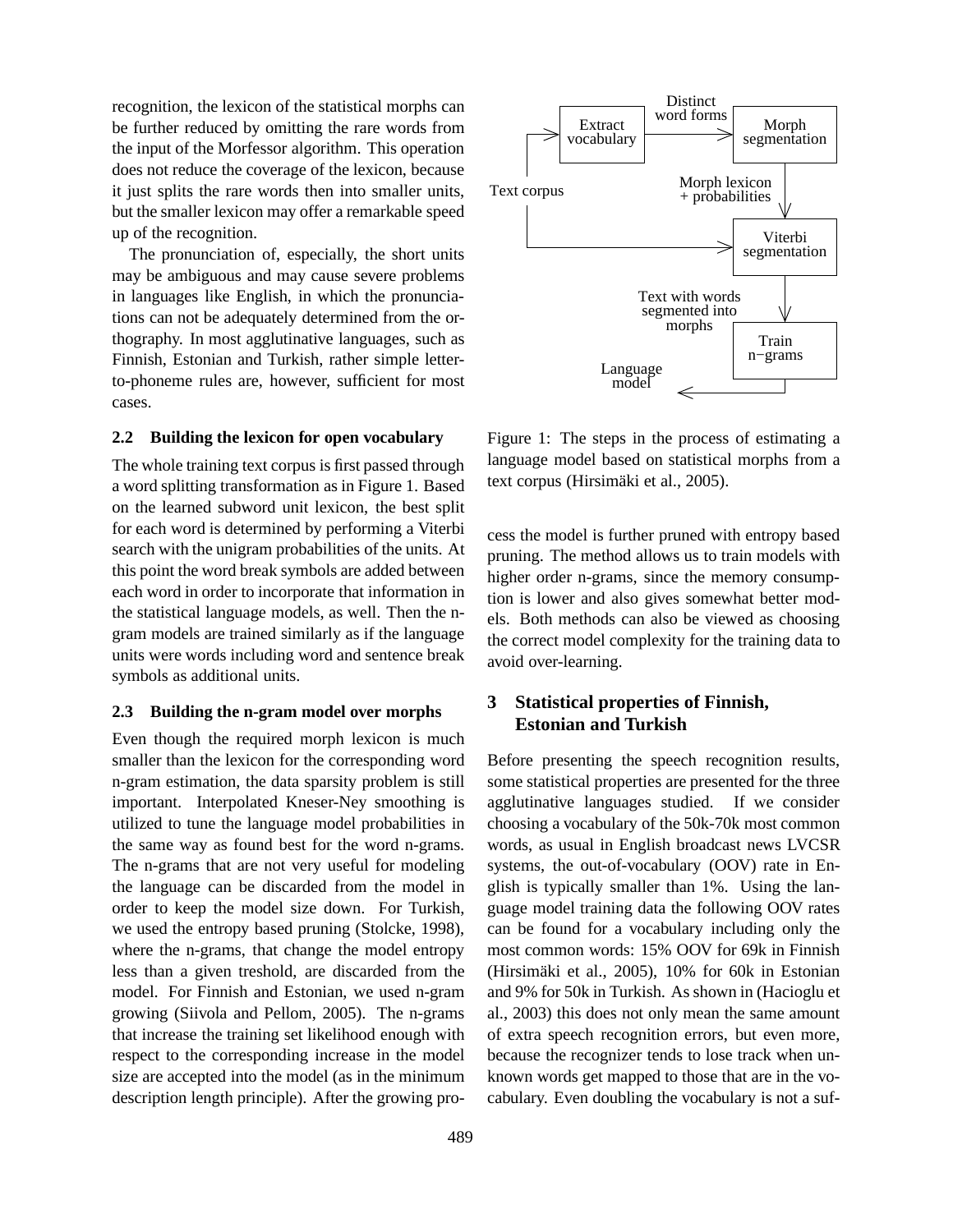recognition, the lexicon of the statistical morphs can be further reduced by omitting the rare words from the input of the Morfessor algorithm. This operation does not reduce the coverage of the lexicon, because it just splits the rare words then into smaller units, but the smaller lexicon may offer a remarkable speed up of the recognition.

The pronunciation of, especially, the short units may be ambiguous and may cause severe problems in languages like English, in which the pronunciations can not be adequately determined from the orthography. In most agglutinative languages, such as Finnish, Estonian and Turkish, rather simple letter-to-phoneme rules are, however, sufficient for most cases.

### 2.2 Building the lexicon for open vocabulary

The whole training text corpus is first passed through a word splitting transformation as in Figure 1. Based on the learned subword unit lexicon, the best split for each word is determined by performing a Viterbi search with the unigram probabilities of the units. At this point the word break symbols are added between each word in order to incorporate that information in the statistical language models, as well. Then the n-gram models are trained similarly as if the language units were words including word and sentence break symbols as additional units.

### 2.3 Building the n-gram model over morphs

Even though the required morph lexicon is much smaller than the lexicon for the corresponding word n-gram estimation, the data sparsity problem is still important. Interpolated Kneser-Ney smoothing is utilized to tune the language model probabilities in the same way as found best for the word n-grams. The n-grams that are not very useful for modeling the language can be discarded from the model in order to keep the model size down. For Turkish, we used the entropy based pruning (Stolcke, 1998), where the n-grams, that change the model entropy less than a given treshold, are discarded from the model. For Finnish and Estonian, we used n-gram growing (Siivola and Pellom, 2005). The n-grams that increase the training set likelihood enough with respect to the corresponding increase in the model size are accepted into the model (as in the minimum description length principle). After the growing process the model is further pruned with entropy based pruning. The method allows us to train models with higher order n-grams, since the memory consumption is lower and also gives somewhat better models. Both methods can also be viewed as choosing the correct model complexity for the training data to avoid over-learning.

Text corpus
Extract vocabulary
Distinct word forms
Morph segmentation
Morph lexicon + probabilities
Viterbi segmentation
Text with words segmented into morphs
Train n−grams
Language model

Figure 1: The steps in the process of estimating a language model based on statistical morphs from a text corpus (Hirsimäki et al., 2005).

## 3 Statistical properties of Finnish, Estonian and Turkish

Before presenting the speech recognition results, some statistical properties are presented for the three agglutinative languages studied. If we consider choosing a vocabulary of the 50k-70k most common words, as usual in English broadcast news LVCSR systems, the out-of-vocabulary (OOV) rate in English is typically smaller than 1%. Using the language model training data the following OOV rates can be found for a vocabulary including only the most common words: 15% OOV for 69k in Finnish (Hirsimäki et al., 2005), 10% for 60k in Estonian and 9% for 50k in Turkish. As shown in (Hacioglu et al., 2003) this does not only mean the same amount of extra speech recognition errors, but even more, because the recognizer tends to lose track when unknown words get mapped to those that are in the vocabulary. Even doubling the vocabulary is not a suf-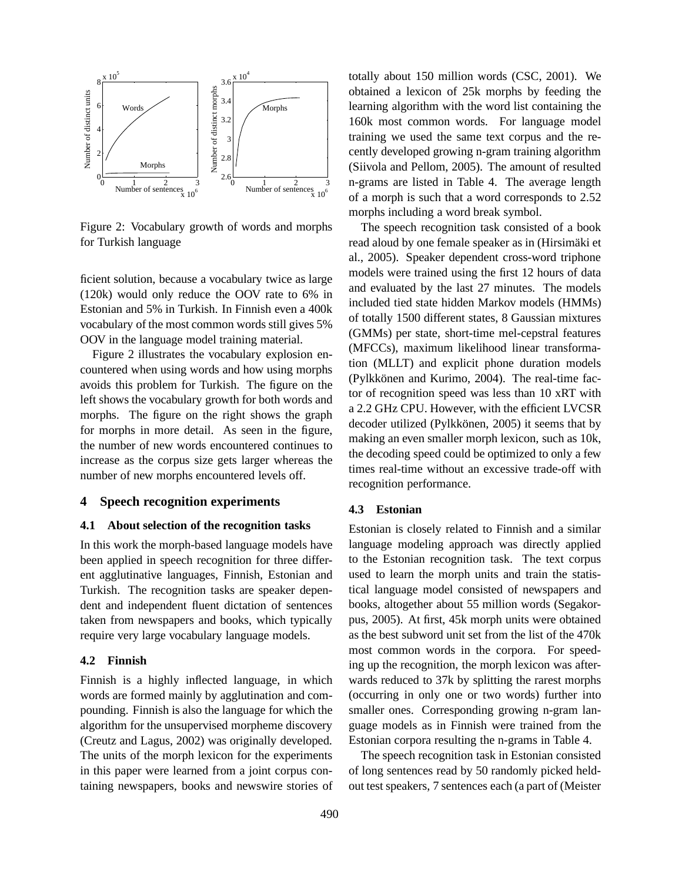Figure 2: Vocabulary growth of words and morphs for Turkish language

ficient solution, because a vocabulary twice as large (120k) would only reduce the OOV rate to 6% in Estonian and 5% in Turkish. In Finnish even a 400k vocabulary of the most common words still gives 5% OOV in the language model training material.

Figure 2 illustrates the vocabulary explosion encountered when using words and how using morphs avoids this problem for Turkish. The figure on the left shows the vocabulary growth for both words and morphs. The figure on the right shows the graph for morphs in more detail. As seen in the figure, the number of new words encountered continues to increase as the corpus size gets larger whereas the number of new morphs encountered levels off.

## 4 Speech recognition experiments

### 4.1 About selection of the recognition tasks

In this work the morph-based language models have been applied in speech recognition for three different agglutinative languages, Finnish, Estonian and Turkish. The recognition tasks are speaker dependent and independent fluent dictation of sentences taken from newspapers and books, which typically require very large vocabulary language models.

### 4.2 Finnish

Finnish is a highly inflected language, in which words are formed mainly by agglutination and compounding. Finnish is also the language for which the algorithm for the unsupervised morpheme discovery (Creutz and Lagus, 2002) was originally developed. The units of the morph lexicon for the experiments in this paper were learned from a joint corpus containing newspapers, books and newswire stories of totally about 150 million words (CSC, 2001). We obtained a lexicon of 25k morphs by feeding the learning algorithm with the word list containing the 160k most common words. For language model training we used the same text corpus and the recently developed growing n-gram training algorithm (Siivola and Pellom, 2005). The amount of resulted n-grams are listed in Table 4. The average length of a morph is such that a word corresponds to 2.52 morphs including a word break symbol.

The speech recognition task consisted of a book read aloud by one female speaker as in (Hirsimäki et al., 2005). Speaker dependent cross-word triphone models were trained using the first 12 hours of data and evaluated by the last 27 minutes. The models included tied state hidden Markov models (HMMs) of totally 1500 different states, 8 Gaussian mixtures (GMMs) per state, short-time mel-cepstral features (MFCCs), maximum likelihood linear transformation (MLLT) and explicit phone duration models (Pylkkönen and Kurimo, 2004). The real-time factor of recognition speed was less than 10 xRT with a 2.2 GHz CPU. However, with the efficient LVCSR decoder utilized (Pylkkönen, 2005) it seems that by making an even smaller morph lexicon, such as 10k, the decoding speed could be optimized to only a few times real-time without an excessive trade-off with recognition performance.

### 4.3 Estonian

Estonian is closely related to Finnish and a similar language modeling approach was directly applied to the Estonian recognition task. The text corpus used to learn the morph units and train the statistical language model consisted of newspapers and books, altogether about 55 million words (Segakorpus, 2005). At first, 45k morph units were obtained as the best subword unit set from the list of the 470k most common words in the corpora. For speeding up the recognition, the morph lexicon was afterwards reduced to 37k by splitting the rarest morphs (occurring in only one or two words) further into smaller ones. Corresponding growing n-gram language models as in Finnish were trained from the Estonian corpora resulting the n-grams in Table 4.

The speech recognition task in Estonian consisted of long sentences read by 50 randomly picked held-out test speakers, 7 sentences each (a part of (Meister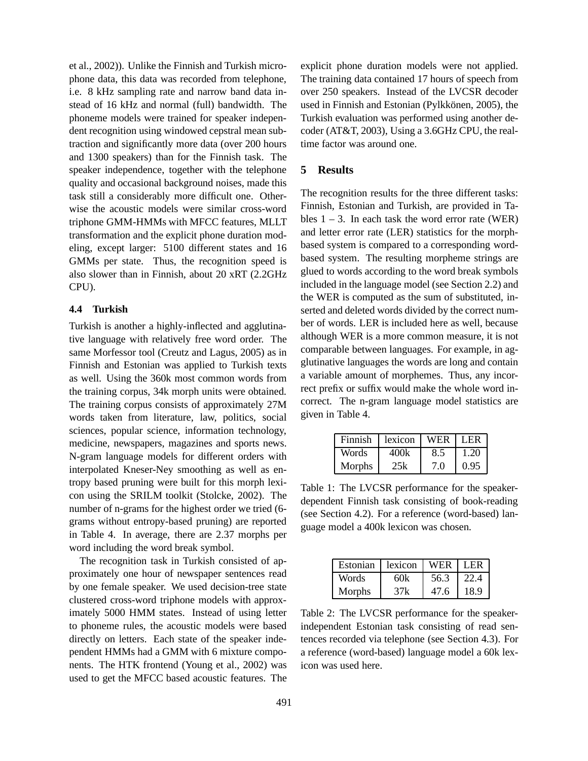et al., 2002)). Unlike the Finnish and Turkish microphone data, this data was recorded from telephone, i.e. 8 kHz sampling rate and narrow band data instead of 16 kHz and normal (full) bandwidth. The phoneme models were trained for speaker independent recognition using windowed cepstral mean subtraction and significantly more data (over 200 hours and 1300 speakers) than for the Finnish task. The speaker independence, together with the telephone quality and occasional background noises, made this task still a considerably more difficult one. Otherwise the acoustic models were similar cross-word triphone GMM-HMMs with MFCC features, MLLT transformation and the explicit phone duration modeling, except larger: 5100 different states and 16 GMMs per state. Thus, the recognition speed is also slower than in Finnish, about 20 xRT (2.2GHz CPU).

### 4.4 Turkish

Turkish is another a highly-inflected and agglutinative language with relatively free word order. The same Morfessor tool (Creutz and Lagus, 2005) as in Finnish and Estonian was applied to Turkish texts as well. Using the 360k most common words from the training corpus, 34k morph units were obtained. The training corpus consists of approximately 27M words taken from literature, law, politics, social sciences, popular science, information technology, medicine, newspapers, magazines and sports news. N-gram language models for different orders with interpolated Kneser-Ney smoothing as well as entropy based pruning were built for this morph lexicon using the SRILM toolkit (Stolcke, 2002). The number of n-grams for the highest order we tried (6-grams without entropy-based pruning) are reported in Table 4. In average, there are 2.37 morphs per word including the word break symbol.

The recognition task in Turkish consisted of approximately one hour of newspaper sentences read by one female speaker. We used decision-tree state clustered cross-word triphone models with approximately 5000 HMM states. Instead of using letter to phoneme rules, the acoustic models were based directly on letters. Each state of the speaker independent HMMs had a GMM with 6 mixture components. The HTK frontend (Young et al., 2002) was used to get the MFCC based acoustic features. The explicit phone duration models were not applied. The training data contained 17 hours of speech from over 250 speakers. Instead of the LVCSR decoder used in Finnish and Estonian (Pylkkönen, 2005), the Turkish evaluation was performed using another decoder (AT&T, 2003), Using a 3.6GHz CPU, the real-time factor was around one.

## 5 Results

The recognition results for the three different tasks: Finnish, Estonian and Turkish, are provided in Tables 1 – 3. In each task the word error rate (WER) and letter error rate (LER) statistics for the morph-based system is compared to a corresponding word-based system. The resulting morpheme strings are glued to words according to the word break symbols included in the language model (see Section 2.2) and the WER is computed as the sum of substituted, inserted and deleted words divided by the correct number of words. LER is included here as well, because although WER is a more common measure, it is not comparable between languages. For example, in agglutinative languages the words are long and contain a variable amount of morphemes. Thus, any incorrect prefix or suffix would make the whole word incorrect. The n-gram language model statistics are given in Table 4.

| Finnish | lexicon | WER | LER |
|---|---|---|---|
| Words | 400k | 8.5 | 1.20 |
| Morphs | 25k | 7.0 | 0.95 |

Table 1: The LVCSR performance for the speaker-dependent Finnish task consisting of book-reading (see Section 4.2). For a reference (word-based) language model a 400k lexicon was chosen.

| Estonian | lexicon | WER | LER |
|---|---|---|---|
| Words | 60k | 56.3 | 22.4 |
| Morphs | 37k | 47.6 | 18.9 |

Table 2: The LVCSR performance for the speaker-independent Estonian task consisting of read sentences recorded via telephone (see Section 4.3). For a reference (word-based) language model a 60k lexicon was used here.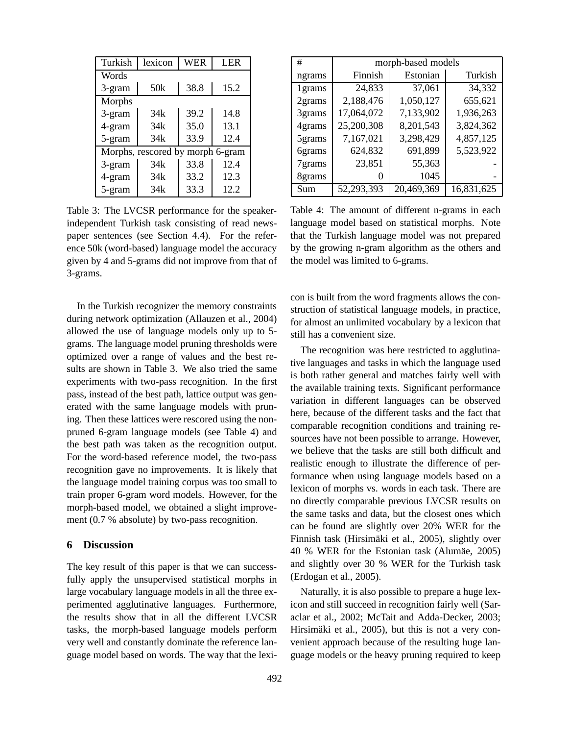| Turkish | lexicon | WER | LER |
|---|---|---|---|
| Words | | | |
| 3-gram | 50k | 38.8 | 15.2 |
| Morphs | | | |
| 3-gram | 34k | 39.2 | 14.8 |
| 4-gram | 34k | 35.0 | 13.1 |
| 5-gram | 34k | 33.9 | 12.4 |
| Morphs, rescored by morph 6-gram | | | |
| 3-gram | 34k | 33.8 | 12.4 |
| 4-gram | 34k | 33.2 | 12.3 |
| 5-gram | 34k | 33.3 | 12.2 |

Table 3: The LVCSR performance for the speaker-independent Turkish task consisting of read newspaper sentences (see Section 4.4). For the reference 50k (word-based) language model the accuracy given by 4 and 5-grams did not improve from that of 3-grams.

| # | morph-based models | | |
|---|---|---|---|
| ngrams | Finnish | Estonian | Turkish |
| 1grams | 24,833 | 37,061 | 34,332 |
| 2grams | 2,188,476 | 1,050,127 | 655,621 |
| 3grams | 17,064,072 | 7,133,902 | 1,936,263 |
| 4grams | 25,200,308 | 8,201,543 | 3,824,362 |
| 5grams | 7,167,021 | 3,298,429 | 4,857,125 |
| 6grams | 624,832 | 691,899 | 5,523,922 |
| 7grams | 23,851 | 55,363 | - |
| 8grams | 0 | 1045 | - |
| Sum | 52,293,393 | 20,469,369 | 16,831,625 |

Table 4: The amount of different n-grams in each language model based on statistical morphs. Note that the Turkish language model was not prepared by the growing n-gram algorithm as the others and the model was limited to 6-grams.

In the Turkish recognizer the memory constraints during network optimization (Allauzen et al., 2004) allowed the use of language models only up to 5-grams. The language model pruning thresholds were optimized over a range of values and the best results are shown in Table 3. We also tried the same experiments with two-pass recognition. In the first pass, instead of the best path, lattice output was generated with the same language models with pruning. Then these lattices were rescored using the non-pruned 6-gram language models (see Table 4) and the best path was taken as the recognition output. For the word-based reference model, the two-pass recognition gave no improvements. It is likely that the language model training corpus was too small to train proper 6-gram word models. However, for the morph-based model, we obtained a slight improvement (0.7 % absolute) by two-pass recognition.

## 6 Discussion

The key result of this paper is that we can successfully apply the unsupervised statistical morphs in large vocabulary language models in all the three experimented agglutinative languages. Furthermore, the results show that in all the different LVCSR tasks, the morph-based language models perform very well and constantly dominate the reference language model based on words. The way that the lexicon is built from the word fragments allows the construction of statistical language models, in practice, for almost an unlimited vocabulary by a lexicon that still has a convenient size.

The recognition was here restricted to agglutinative languages and tasks in which the language used is both rather general and matches fairly well with the available training texts. Significant performance variation in different languages can be observed here, because of the different tasks and the fact that comparable recognition conditions and training resources have not been possible to arrange. However, we believe that the tasks are still both difficult and realistic enough to illustrate the difference of performance when using language models based on a lexicon of morphs vs. words in each task. There are no directly comparable previous LVCSR results on the same tasks and data, but the closest ones which can be found are slightly over 20% WER for the Finnish task (Hirsimäki et al., 2005), slightly over 40 % WER for the Estonian task (Alumäe, 2005) and slightly over 30 % WER for the Turkish task (Erdogan et al., 2005).

Naturally, it is also possible to prepare a huge lexicon and still succeed in recognition fairly well (Saraclar et al., 2002; McTait and Adda-Decker, 2003; Hirsimäki et al., 2005), but this is not a very convenient approach because of the resulting huge language models or the heavy pruning required to keep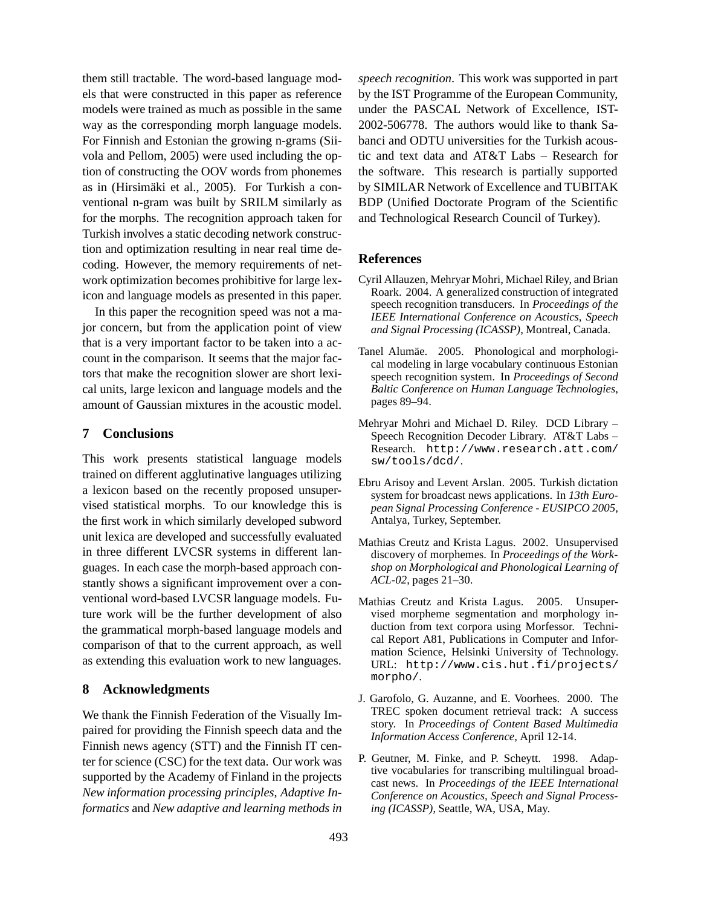them still tractable. The word-based language models that were constructed in this paper as reference models were trained as much as possible in the same way as the corresponding morph language models. For Finnish and Estonian the growing n-grams (Siivola and Pellom, 2005) were used including the option of constructing the OOV words from phonemes as in (Hirsimäki et al., 2005). For Turkish a conventional n-gram was built by SRILM similarly as for the morphs. The recognition approach taken for Turkish involves a static decoding network construction and optimization resulting in near real time decoding. However, the memory requirements of network optimization becomes prohibitive for large lexicon and language models as presented in this paper.

In this paper the recognition speed was not a major concern, but from the application point of view that is a very important factor to be taken into a account in the comparison. It seems that the major factors that make the recognition slower are short lexical units, large lexicon and language models and the amount of Gaussian mixtures in the acoustic model.

## 7 Conclusions

This work presents statistical language models trained on different agglutinative languages utilizing a lexicon based on the recently proposed unsupervised statistical morphs. To our knowledge this is the first work in which similarly developed subword unit lexica are developed and successfully evaluated in three different LVCSR systems in different languages. In each case the morph-based approach constantly shows a significant improvement over a conventional word-based LVCSR language models. Future work will be the further development of also the grammatical morph-based language models and comparison of that to the current approach, as well as extending this evaluation work to new languages.

## 8 Acknowledgments

We thank the Finnish Federation of the Visually Impaired for providing the Finnish speech data and the Finnish news agency (STT) and the Finnish IT center for science (CSC) for the text data. Our work was supported by the Academy of Finland in the projects *New information processing principles*, *Adaptive Informatics* and *New adaptive and learning methods in speech recognition*. This work was supported in part by the IST Programme of the European Community, under the PASCAL Network of Excellence, IST-2002-506778. The authors would like to thank Sabanci and ODTU universities for the Turkish acoustic and text data and AT&T Labs – Research for the software. This research is partially supported by SIMILAR Network of Excellence and TUBITAK BDP (Unified Doctorate Program of the Scientific and Technological Research Council of Turkey).

## References

Cyril Allauzen, Mehryar Mohri, Michael Riley, and Brian Roark. 2004. A generalized construction of integrated speech recognition transducers. In *Proceedings of the IEEE International Conference on Acoustics, Speech and Signal Processing (ICASSP)*, Montreal, Canada.

Tanel Alumäe. 2005. Phonological and morphological modeling in large vocabulary continuous Estonian speech recognition system. In *Proceedings of Second Baltic Conference on Human Language Technologies*, pages 89–94.

Mehryar Mohri and Michael D. Riley. DCD Library – Speech Recognition Decoder Library. AT&T Labs – Research. `http://www.research.att.com/sw/tools/dcd/`.

Ebru Arisoy and Levent Arslan. 2005. Turkish dictation system for broadcast news applications. In *13th European Signal Processing Conference - EUSIPCO 2005*, Antalya, Turkey, September.

Mathias Creutz and Krista Lagus. 2002. Unsupervised discovery of morphemes. In *Proceedings of the Workshop on Morphological and Phonological Learning of ACL-02*, pages 21–30.

Mathias Creutz and Krista Lagus. 2005. Unsupervised morpheme segmentation and morphology induction from text corpora using Morfessor. Technical Report A81, Publications in Computer and Information Science, Helsinki University of Technology. URL: `http://www.cis.hut.fi/projects/morpho/`.

J. Garofolo, G. Auzanne, and E. Voorhees. 2000. The TREC spoken document retrieval track: A success story. In *Proceedings of Content Based Multimedia Information Access Conference*, April 12-14.

P. Geutner, M. Finke, and P. Scheytt. 1998. Adaptive vocabularies for transcribing multilingual broadcast news. In *Proceedings of the IEEE International Conference on Acoustics, Speech and Signal Processing (ICASSP)*, Seattle, WA, USA, May.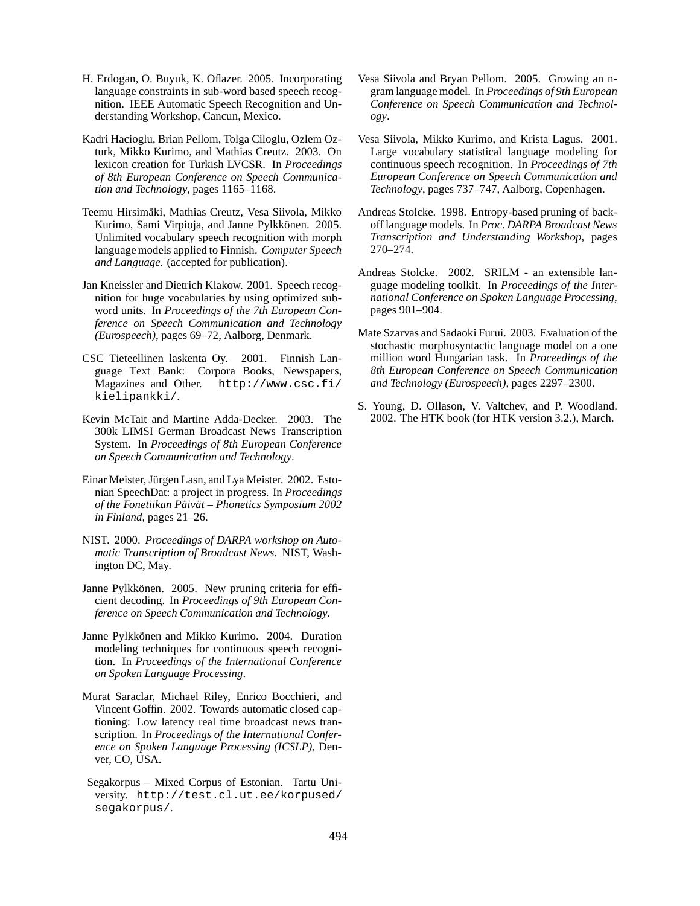H. Erdogan, O. Buyuk, K. Oflazer. 2005. Incorporating language constraints in sub-word based speech recognition. IEEE Automatic Speech Recognition and Understanding Workshop, Cancun, Mexico.

Kadri Hacioglu, Brian Pellom, Tolga Ciloglu, Ozlem Ozturk, Mikko Kurimo, and Mathias Creutz. 2003. On lexicon creation for Turkish LVCSR. In *Proceedings of 8th European Conference on Speech Communication and Technology*, pages 1165–1168.

Teemu Hirsimäki, Mathias Creutz, Vesa Siivola, Mikko Kurimo, Sami Virpioja, and Janne Pylkkönen. 2005. Unlimited vocabulary speech recognition with morph language models applied to Finnish. *Computer Speech and Language*. (accepted for publication).

Jan Kneissler and Dietrich Klakow. 2001. Speech recognition for huge vocabularies by using optimized subword units. In *Proceedings of the 7th European Conference on Speech Communication and Technology (Eurospeech)*, pages 69–72, Aalborg, Denmark.

CSC Tieteellinen laskenta Oy. 2001. Finnish Language Text Bank: Corpora Books, Newspapers, Magazines and Other. `http://www.csc.fi/kielipankki/`.

Kevin McTait and Martine Adda-Decker. 2003. The 300k LIMSI German Broadcast News Transcription System. In *Proceedings of 8th European Conference on Speech Communication and Technology*.

Einar Meister, Jürgen Lasn, and Lya Meister. 2002. Estonian SpeechDat: a project in progress. In *Proceedings of the Fonetiikan Päivät – Phonetics Symposium 2002 in Finland*, pages 21–26.

NIST. 2000. *Proceedings of DARPA workshop on Automatic Transcription of Broadcast News*. NIST, Washington DC, May.

Janne Pylkkönen. 2005. New pruning criteria for efficient decoding. In *Proceedings of 9th European Conference on Speech Communication and Technology*.

Janne Pylkkönen and Mikko Kurimo. 2004. Duration modeling techniques for continuous speech recognition. In *Proceedings of the International Conference on Spoken Language Processing*.

Murat Saraclar, Michael Riley, Enrico Bocchieri, and Vincent Goffin. 2002. Towards automatic closed captioning: Low latency real time broadcast news transcription. In *Proceedings of the International Conference on Spoken Language Processing (ICSLP)*, Denver, CO, USA.

Segakorpus – Mixed Corpus of Estonian. Tartu University. `http://test.cl.ut.ee/korpused/segakorpus/`.

Vesa Siivola and Bryan Pellom. 2005. Growing an n-gram language model. In *Proceedings of 9th European Conference on Speech Communication and Technology*.

Vesa Siivola, Mikko Kurimo, and Krista Lagus. 2001. Large vocabulary statistical language modeling for continuous speech recognition. In *Proceedings of 7th European Conference on Speech Communication and Technology*, pages 737–747, Aalborg, Copenhagen.

Andreas Stolcke. 1998. Entropy-based pruning of backoff language models. In *Proc. DARPA Broadcast News Transcription and Understanding Workshop*, pages 270–274.

Andreas Stolcke. 2002. SRILM - an extensible language modeling toolkit. In *Proceedings of the International Conference on Spoken Language Processing*, pages 901–904.

Mate Szarvas and Sadaoki Furui. 2003. Evaluation of the stochastic morphosyntactic language model on a one million word Hungarian task. In *Proceedings of the 8th European Conference on Speech Communication and Technology (Eurospeech)*, pages 2297–2300.

S. Young, D. Ollason, V. Valtchev, and P. Woodland. 2002. The HTK book (for HTK version 3.2.), March.